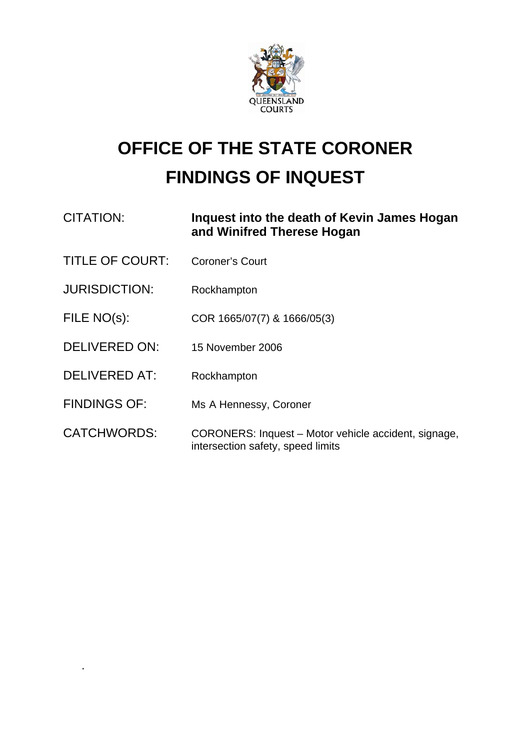QUEENSLAND COURTS

# OFFICE OF THE STATE CORONER
# FINDINGS OF INQUEST

| | |
|---|---|
| CITATION: | **Inquest into the death of Kevin James Hogan and Winifred Therese Hogan** |
| TITLE OF COURT: | Coroner's Court |
| JURISDICTION: | Rockhampton |
| FILE NO(s): | COR 1665/07(7) & 1666/05(3) |
| DELIVERED ON: | 15 November 2006 |
| DELIVERED AT: | Rockhampton |
| FINDINGS OF: | Ms A Hennessy, Coroner |
| CATCHWORDS: | CORONERS: Inquest – Motor vehicle accident, signage, intersection safety, speed limits |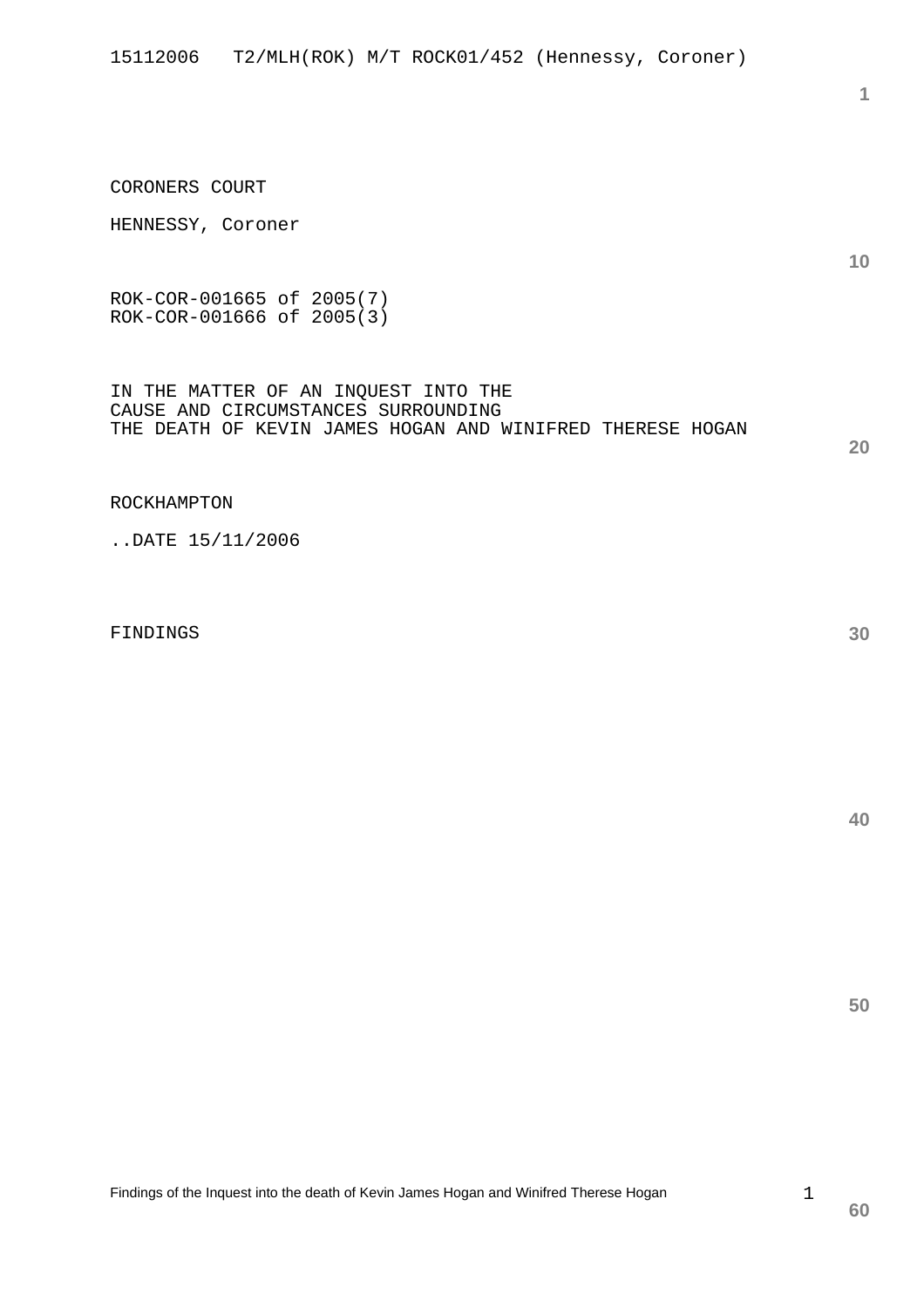CORONERS COURT

HENNESSY, Coroner

ROK-COR-001665 of 2005(7)
ROK-COR-001666 of 2005(3)

IN THE MATTER OF AN INQUEST INTO THE
CAUSE AND CIRCUMSTANCES SURROUNDING
THE DEATH OF KEVIN JAMES HOGAN AND WINIFRED THERESE HOGAN

ROCKHAMPTON

..DATE 15/11/2006

FINDINGS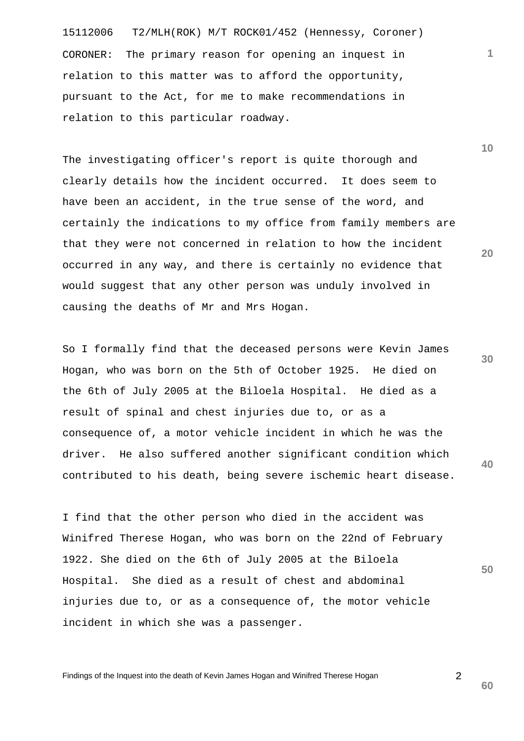CORONER: The primary reason for opening an inquest in relation to this matter was to afford the opportunity, pursuant to the Act, for me to make recommendations in relation to this particular roadway.

The investigating officer's report is quite thorough and clearly details how the incident occurred. It does seem to have been an accident, in the true sense of the word, and certainly the indications to my office from family members are that they were not concerned in relation to how the incident occurred in any way, and there is certainly no evidence that would suggest that any other person was unduly involved in causing the deaths of Mr and Mrs Hogan.

So I formally find that the deceased persons were Kevin James Hogan, who was born on the 5th of October 1925. He died on the 6th of July 2005 at the Biloela Hospital. He died as a result of spinal and chest injuries due to, or as a consequence of, a motor vehicle incident in which he was the driver. He also suffered another significant condition which contributed to his death, being severe ischemic heart disease.

I find that the other person who died in the accident was Winifred Therese Hogan, who was born on the 22nd of February 1922. She died on the 6th of July 2005 at the Biloela Hospital. She died as a result of chest and abdominal injuries due to, or as a consequence of, the motor vehicle incident in which she was a passenger.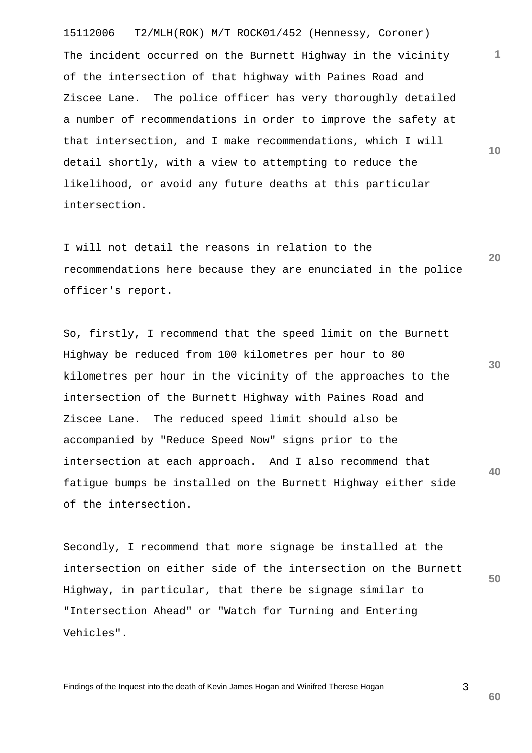The incident occurred on the Burnett Highway in the vicinity of the intersection of that highway with Paines Road and Ziscee Lane. The police officer has very thoroughly detailed a number of recommendations in order to improve the safety at that intersection, and I make recommendations, which I will detail shortly, with a view to attempting to reduce the likelihood, or avoid any future deaths at this particular intersection.

I will not detail the reasons in relation to the recommendations here because they are enunciated in the police officer's report.

So, firstly, I recommend that the speed limit on the Burnett Highway be reduced from 100 kilometres per hour to 80 kilometres per hour in the vicinity of the approaches to the intersection of the Burnett Highway with Paines Road and Ziscee Lane. The reduced speed limit should also be accompanied by "Reduce Speed Now" signs prior to the intersection at each approach. And I also recommend that fatigue bumps be installed on the Burnett Highway either side of the intersection.

Secondly, I recommend that more signage be installed at the intersection on either side of the intersection on the Burnett Highway, in particular, that there be signage similar to "Intersection Ahead" or "Watch for Turning and Entering Vehicles".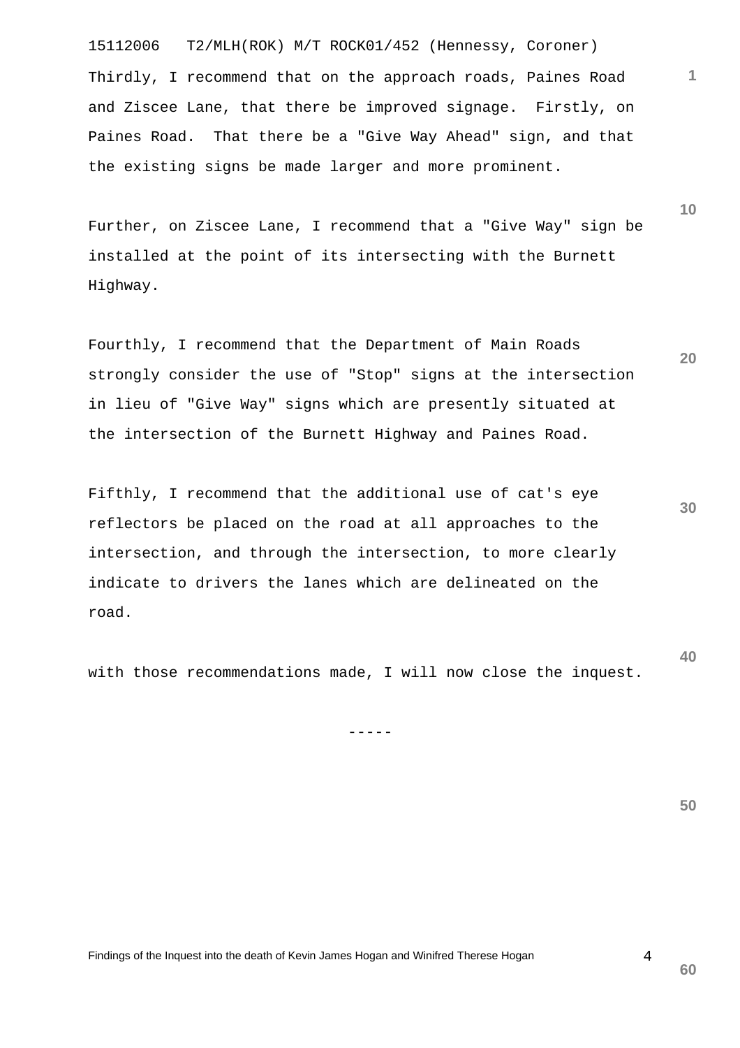Thirdly, I recommend that on the approach roads, Paines Road and Ziscee Lane, that there be improved signage. Firstly, on Paines Road. That there be a "Give Way Ahead" sign, and that the existing signs be made larger and more prominent.

Further, on Ziscee Lane, I recommend that a "Give Way" sign be installed at the point of its intersecting with the Burnett Highway.

Fourthly, I recommend that the Department of Main Roads strongly consider the use of "Stop" signs at the intersection in lieu of "Give Way" signs which are presently situated at the intersection of the Burnett Highway and Paines Road.

Fifthly, I recommend that the additional use of cat's eye reflectors be placed on the road at all approaches to the intersection, and through the intersection, to more clearly indicate to drivers the lanes which are delineated on the road.

with those recommendations made, I will now close the inquest.

-----